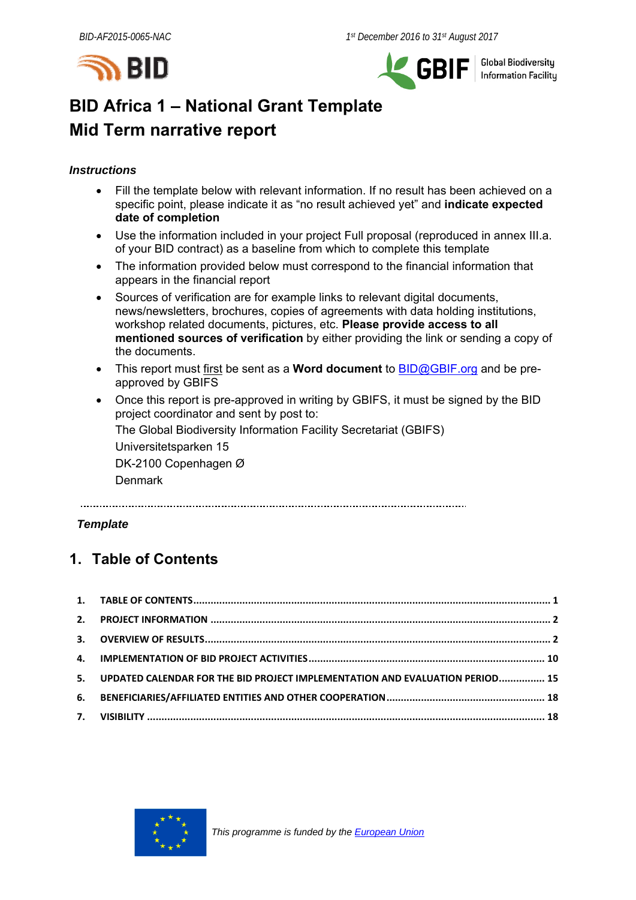# BID Africa 1 – National Grant Template
# Mid Term narrative report

***Instructions***

- Fill the template below with relevant information. If no result has been achieved on a specific point, please indicate it as "no result achieved yet" and **indicate expected date of completion**
- Use the information included in your project Full proposal (reproduced in annex III.a. of your BID contract) as a baseline from which to complete this template
- The information provided below must correspond to the financial information that appears in the financial report
- Sources of verification are for example links to relevant digital documents, news/newsletters, brochures, copies of agreements with data holding institutions, workshop related documents, pictures, etc. **Please provide access to all mentioned sources of verification** by either providing the link or sending a copy of the documents.
- This report must first be sent as a **Word document** to BID@GBIF.org and be pre-approved by GBIFS
- Once this report is pre-approved in writing by GBIFS, it must be signed by the BID project coordinator and sent by post to:
  The Global Biodiversity Information Facility Secretariat (GBIFS)
  Universitetsparken 15
  DK-2100 Copenhagen Ø
  Denmark

---

***Template***

## 1. Table of Contents

1. TABLE OF CONTENTS ..... 1
2. PROJECT INFORMATION ..... 2
3. OVERVIEW OF RESULTS ..... 2
4. IMPLEMENTATION OF BID PROJECT ACTIVITIES ..... 10
5. UPDATED CALENDAR FOR THE BID PROJECT IMPLEMENTATION AND EVALUATION PERIOD ..... 15
6. BENEFICIARIES/AFFILIATED ENTITIES AND OTHER COOPERATION ..... 18
7. VISIBILITY ..... 18

*This programme is funded by the European Union*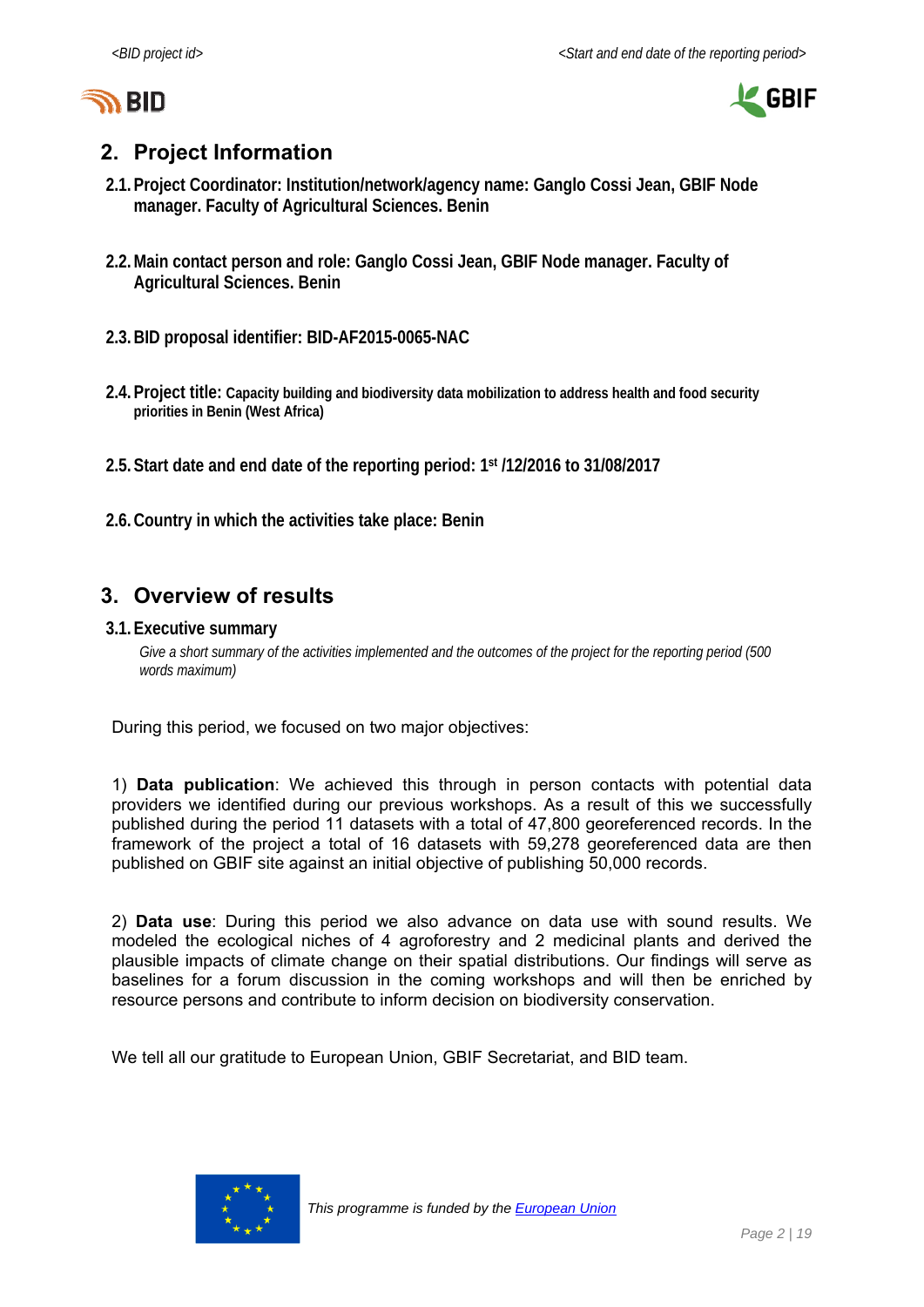## 2. Project Information

**2.1. Project Coordinator: Institution/network/agency name: Ganglo Cossi Jean, GBIF Node manager. Faculty of Agricultural Sciences. Benin**

**2.2. Main contact person and role: Ganglo Cossi Jean, GBIF Node manager. Faculty of Agricultural Sciences. Benin**

**2.3. BID proposal identifier: BID-AF2015-0065-NAC**

**2.4. Project title: Capacity building and biodiversity data mobilization to address health and food security priorities in Benin (West Africa)**

**2.5. Start date and end date of the reporting period: 1st /12/2016 to 31/08/2017**

**2.6. Country in which the activities take place: Benin**

## 3. Overview of results

### 3.1. Executive summary

*Give a short summary of the activities implemented and the outcomes of the project for the reporting period (500 words maximum)*

During this period, we focused on two major objectives:

1) **Data publication**: We achieved this through in person contacts with potential data providers we identified during our previous workshops. As a result of this we successfully published during the period 11 datasets with a total of 47,800 georeferenced records. In the framework of the project a total of 16 datasets with 59,278 georeferenced data are then published on GBIF site against an initial objective of publishing 50,000 records.

2) **Data use**: During this period we also advance on data use with sound results. We modeled the ecological niches of 4 agroforestry and 2 medicinal plants and derived the plausible impacts of climate change on their spatial distributions. Our findings will serve as baselines for a forum discussion in the coming workshops and will then be enriched by resource persons and contribute to inform decision on biodiversity conservation.

We tell all our gratitude to European Union, GBIF Secretariat, and BID team.

*This programme is funded by the European Union*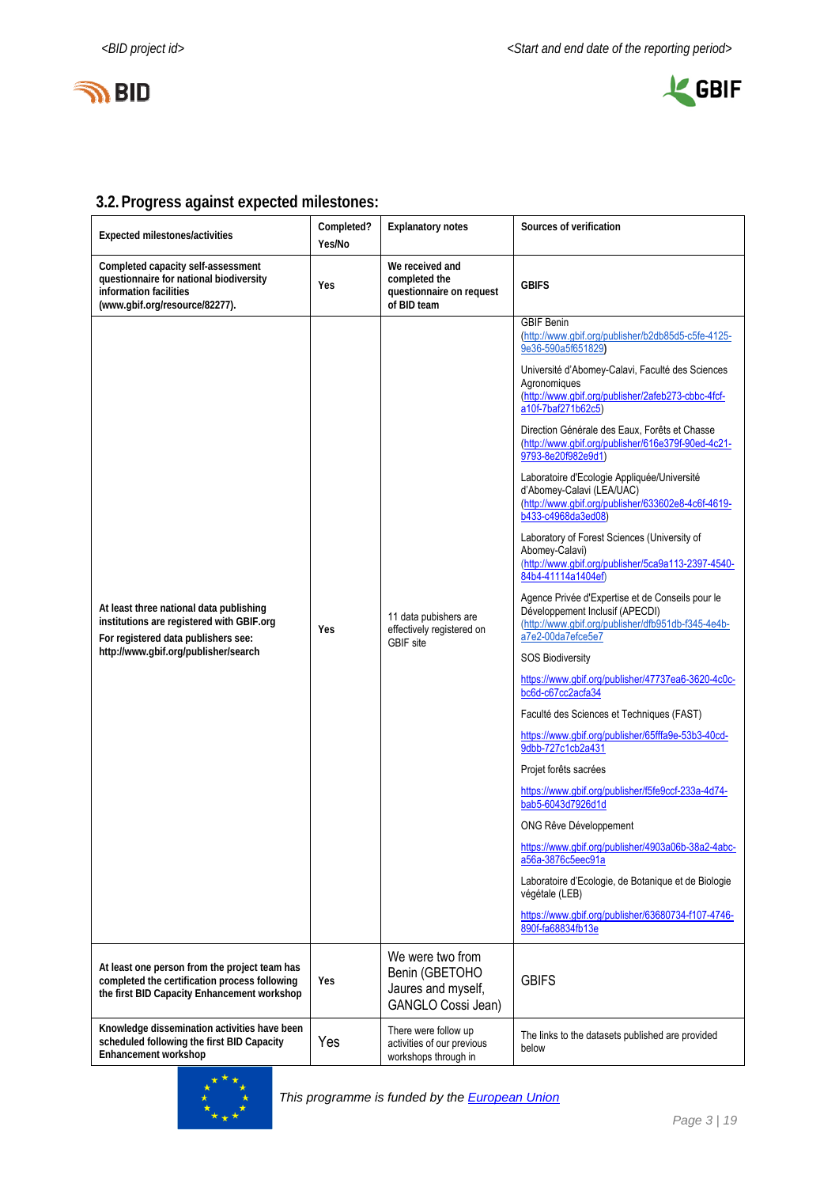## 3.2. Progress against expected milestones:

| Expected milestones/activities | Completed? Yes/No | Explanatory notes | Sources of verification |
|---|---|---|---|
| **Completed capacity self-assessment questionnaire for national biodiversity information facilities (www.gbif.org/resource/82277).** | **Yes** | **We received and completed the questionnaire on request of BID team** | **GBIFS** |
| **At least three national data publishing institutions are registered with GBIF.org**<br>**For registered data publishers see: http://www.gbif.org/publisher/search** | **Yes** | 11 data pubishers are effectively registered on GBIF site | GBIF Benin (http://www.gbif.org/publisher/b2db85d5-c5fe-4125-9e36-590a5f651829)<br><br>Université d'Abomey-Calavi, Faculté des Sciences Agronomiques (http://www.gbif.org/publisher/2afeb273-cbbc-4fcf-a10f-7baf271b62c5)<br><br>Direction Générale des Eaux, Forêts et Chasse (http://www.gbif.org/publisher/616e379f-90ed-4c21-9793-8e20f982e9d1)<br><br>Laboratoire d'Ecologie Appliquée/Université d'Abomey-Calavi (LEA/UAC) (http://www.gbif.org/publisher/633602e8-4c6f-4619-b433-c4968da3ed08)<br><br>Laboratory of Forest Sciences (University of Abomey-Calavi) (http://www.gbif.org/publisher/5ca9a113-2397-4540-84b4-41114a1404ef)<br><br>Agence Privée d'Expertise et de Conseils pour le Développement Inclusif (APECDI) (http://www.gbif.org/publisher/dfb951db-f345-4e4b-a7e2-00da7efce5e7)<br><br>SOS Biodiversity<br><br>https://www.gbif.org/publisher/47737ea6-3620-4c0c-bc6d-c67cc2acfa34<br><br>Faculté des Sciences et Techniques (FAST)<br><br>https://www.gbif.org/publisher/65fffa9e-53b3-40cd-9dbb-727c1cb2a431<br><br>Projet forêts sacrées<br><br>https://www.gbif.org/publisher/f5fe9ccf-233a-4d74-bab5-6043d7926d1d<br><br>ONG Rêve Développement<br><br>https://www.gbif.org/publisher/4903a06b-38a2-4abc-a56a-3876c5eec91a<br><br>Laboratoire d'Ecologie, de Botanique et de Biologie végétale (LEB)<br><br>https://www.gbif.org/publisher/63680734-f107-4746-890f-fa68834fb13e |
| **At least one person from the project team has completed the certification process following the first BID Capacity Enhancement workshop** | **Yes** | We were two from Benin (GBETOHO Jaures and myself, GANGLO Cossi Jean) | GBIFS |
| **Knowledge dissemination activities have been scheduled following the first BID Capacity Enhancement workshop** | Yes | There were follow up activities of our previous workshops through in | The links to the datasets published are provided below |

*This programme is funded by the European Union*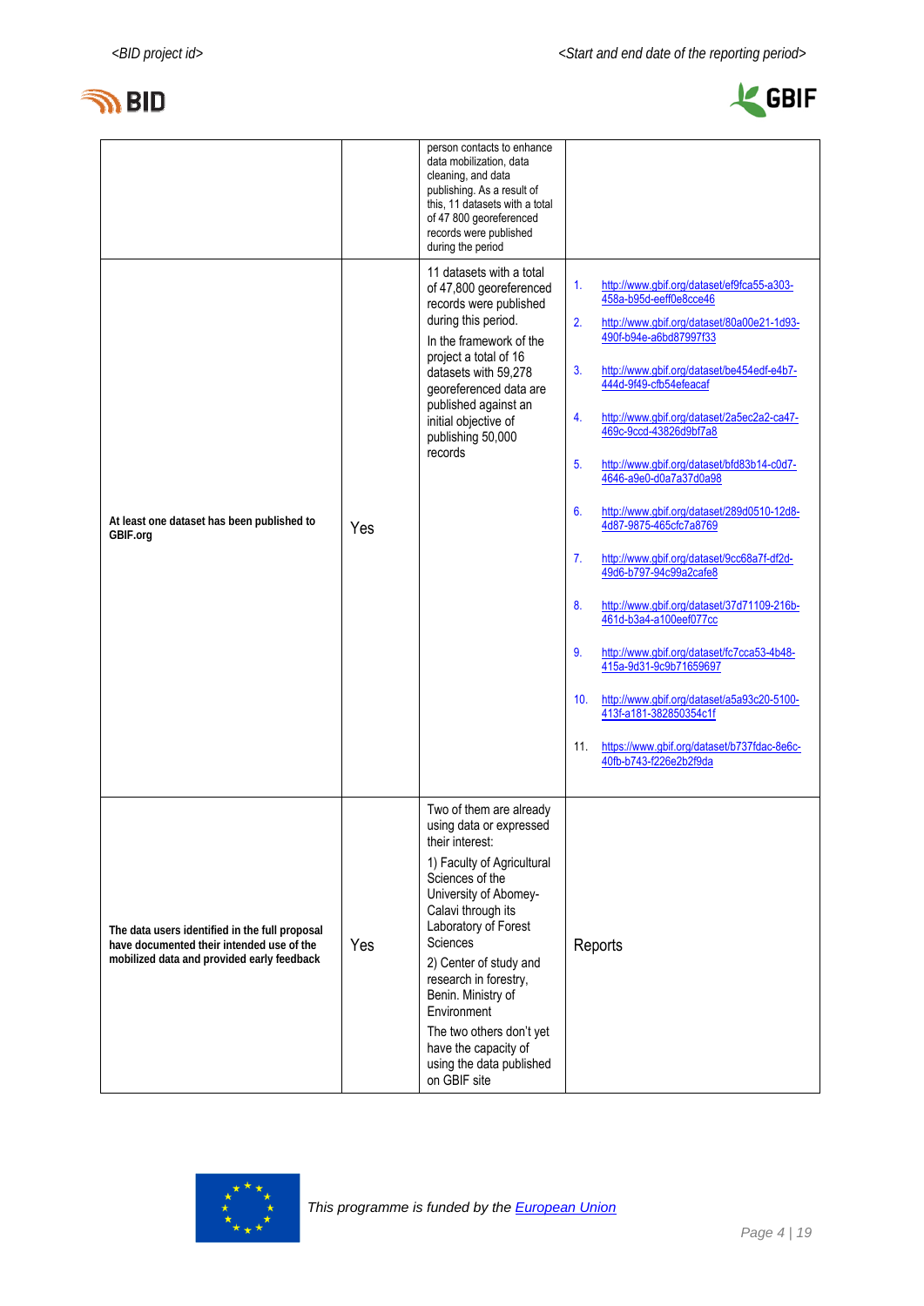| | | | |
|---|---|---|---|
| | | person contacts to enhance data mobilization, data cleaning, and data publishing. As a result of this, 11 datasets with a total of 47 800 georeferenced records were published during the period | |
| **At least one dataset has been published to GBIF.org** | Yes | 11 datasets with a total of 47,800 georeferenced records were published during this period.<br><br>In the framework of the project a total of 16 datasets with 59,278 georeferenced data are published against an initial objective of publishing 50,000 records | 1. http://www.gbif.org/dataset/ef9fca55-a303-458a-b95d-eeff0e8cce46<br>2. http://www.gbif.org/dataset/80a00e21-1d93-490f-b94e-a6bd87997f33<br>3. http://www.gbif.org/dataset/be454edf-e4b7-444d-9f49-cfb54efeacaf<br>4. http://www.gbif.org/dataset/2a5ec2a2-ca47-469c-9ccd-43826d9bf7a8<br>5. http://www.gbif.org/dataset/bfd83b14-c0d7-4646-a9e0-d0a7a37d0a98<br>6. http://www.gbif.org/dataset/289d0510-12d8-4d87-9875-465cfc7a8769<br>7. http://www.gbif.org/dataset/9cc68a7f-df2d-49d6-b797-94c99a2cafe8<br>8. http://www.gbif.org/dataset/37d71109-216b-461d-b3a4-a100eef077cc<br>9. http://www.gbif.org/dataset/fc7cca53-4b48-415a-9d31-9c9b71659697<br>10. http://www.gbif.org/dataset/a5a93c20-5100-413f-a181-382850354c1f<br>11. https://www.gbif.org/dataset/b737fdac-8e6c-40fb-b743-f226e2b2f9da |
| **The data users identified in the full proposal have documented their intended use of the mobilized data and provided early feedback** | Yes | Two of them are already using data or expressed their interest:<br><br>1) Faculty of Agricultural Sciences of the University of Abomey-Calavi through its Laboratory of Forest Sciences<br><br>2) Center of study and research in forestry, Benin. Ministry of Environment<br><br>The two others don't yet have the capacity of using the data published on GBIF site | Reports |

This programme is funded by the European Union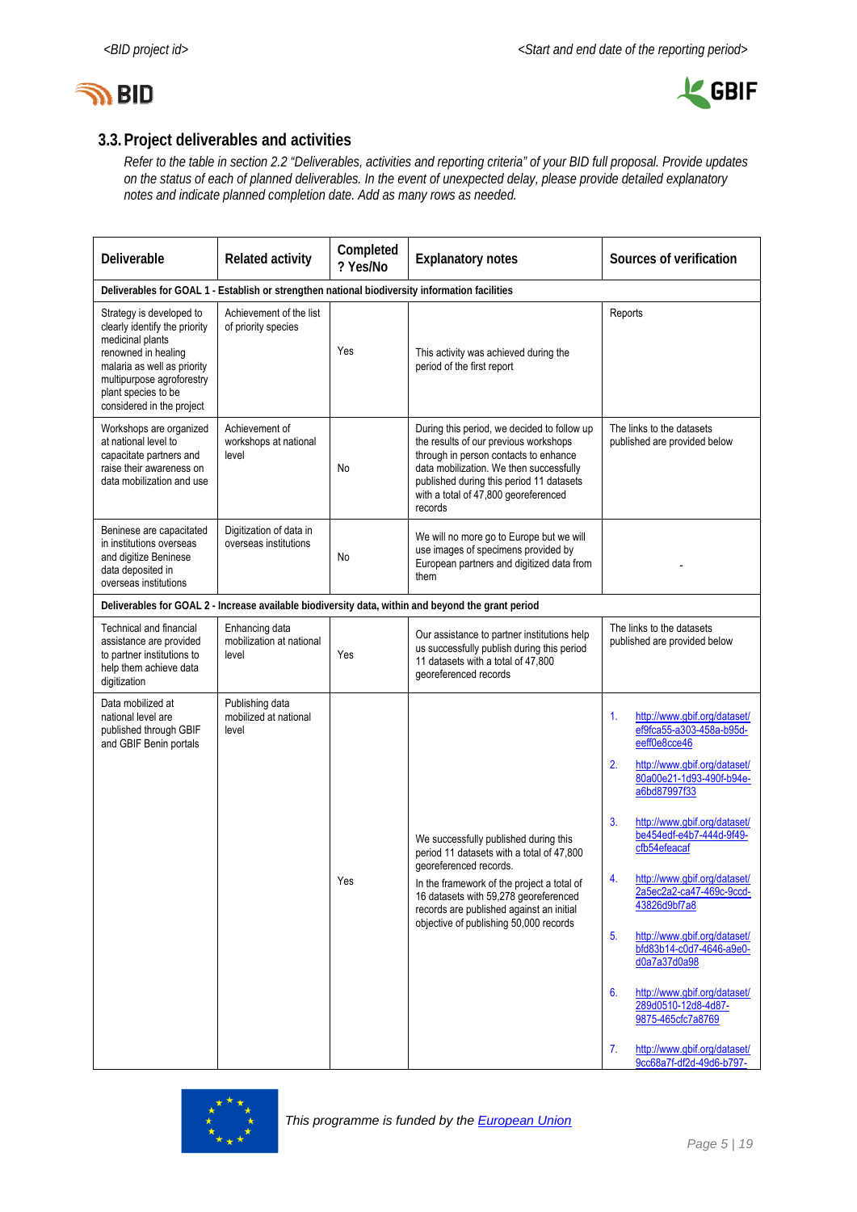## 3.3. Project deliverables and activities

*Refer to the table in section 2.2 "Deliverables, activities and reporting criteria" of your BID full proposal. Provide updates on the status of each of planned deliverables. In the event of unexpected delay, please provide detailed explanatory notes and indicate planned completion date. Add as many rows as needed.*

| Deliverable | Related activity | Completed? Yes/No | Explanatory notes | Sources of verification |
|---|---|---|---|---|
| **Deliverables for GOAL 1 - Establish or strengthen national biodiversity information facilities** | | | | |
| Strategy is developed to clearly identify the priority medicinal plants renowned in healing malaria as well as priority multipurpose agroforestry plant species to be considered in the project | Achievement of the list of priority species | Yes | This activity was achieved during the period of the first report | Reports |
| Workshops are organized at national level to capacitate partners and raise their awareness on data mobilization and use | Achievement of workshops at national level | No | During this period, we decided to follow up the results of our previous workshops through in person contacts to enhance data mobilization. We then successfully published during this period 11 datasets with a total of 47,800 georeferenced records | The links to the datasets published are provided below |
| Beninese are capacitated in institutions overseas and digitize Beninese data deposited in overseas institutions | Digitization of data in overseas institutions | No | We will no more go to Europe but we will use images of specimens provided by European partners and digitized data from them | - |
| **Deliverables for GOAL 2 - Increase available biodiversity data, within and beyond the grant period** | | | | |
| Technical and financial assistance are provided to partner institutions to help them achieve data digitization | Enhancing data mobilization at national level | Yes | Our assistance to partner institutions help us successfully publish during this period 11 datasets with a total of 47,800 georeferenced records | The links to the datasets published are provided below |
| Data mobilized at national level are published through GBIF and GBIF Benin portals | Publishing data mobilized at national level | Yes | We successfully published during this period 11 datasets with a total of 47,800 georeferenced records.<br>In the framework of the project a total of 16 datasets with 59,278 georeferenced records are published against an initial objective of publishing 50,000 records | 1. http://www.gbif.org/dataset/ef9fca55-a303-458a-b95d-eeff0e8cce46<br>2. http://www.gbif.org/dataset/80a00e21-1d93-490f-b94e-a6bd87997f33<br>3. http://www.gbif.org/dataset/be454edf-e4b7-444d-9f49-cfb54efeacaf<br>4. http://www.gbif.org/dataset/2a5ec2a2-ca47-469c-9ccd-43826d9bf7a8<br>5. http://www.gbif.org/dataset/bfd83b14-c0d7-4646-a9e0-d0a7a37d0a98<br>6. http://www.gbif.org/dataset/289d0510-12d8-4d87-9875-465cfc7a8769<br>7. http://www.gbif.org/dataset/9cc68a7f-df2d-49d6-b797- |

*This programme is funded by the European Union*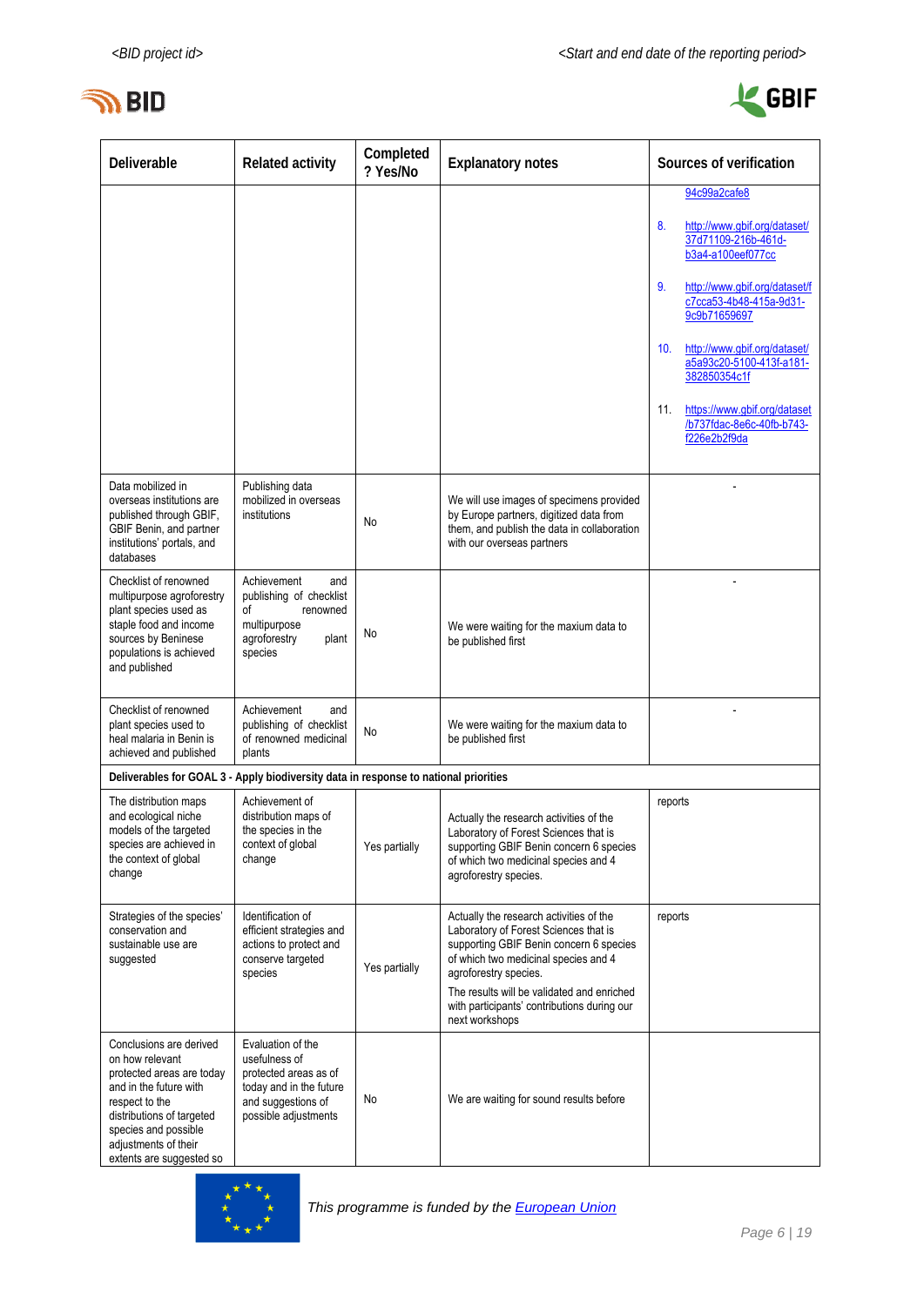| Deliverable | Related activity | Completed ? Yes/No | Explanatory notes | Sources of verification |
|---|---|---|---|---|
| | | | | 94c99a2cafe8<br>8. http://www.gbif.org/dataset/37d71109-216b-461d-b3a4-a100eef077cc<br>9. http://www.gbif.org/dataset/fc7cca53-4b48-415a-9d31-9c9b71659697<br>10. http://www.gbif.org/dataset/a5a93c20-5100-413f-a181-382850354c1f<br>11. https://www.gbif.org/dataset/b737fdac-8e6c-40fb-b743-f226e2b2f9da |
| Data mobilized in overseas institutions are published through GBIF, GBIF Benin, and partner institutions' portals, and databases | Publishing data mobilized in overseas institutions | No | We will use images of specimens provided by Europe partners, digitized data from them, and publish the data in collaboration with our overseas partners | - |
| Checklist of renowned multipurpose agroforestry plant species used as staple food and income sources by Beninese populations is achieved and published | Achievement and publishing of checklist of renowned multipurpose agroforestry plant species | No | We were waiting for the maxium data to be published first | - |
| Checklist of renowned plant species used to heal malaria in Benin is achieved and published | Achievement and publishing of checklist of renowned medicinal plants | No | We were waiting for the maxium data to be published first | - |
| **Deliverables for GOAL 3 - Apply biodiversity data in response to national priorities** | | | | |
| The distribution maps and ecological niche models of the targeted species are achieved in the context of global change | Achievement of distribution maps of the species in the context of global change | Yes partially | Actually the research activities of the Laboratory of Forest Sciences that is supporting GBIF Benin concern 6 species of which two medicinal species and 4 agroforestry species. | reports |
| Strategies of the species' conservation and sustainable use are suggested | Identification of efficient strategies and actions to protect and conserve targeted species | Yes partially | Actually the research activities of the Laboratory of Forest Sciences that is supporting GBIF Benin concern 6 species of which two medicinal species and 4 agroforestry species.<br>The results will be validated and enriched with participants' contributions during our next workshops | reports |
| Conclusions are derived on how relevant protected areas are today and in the future with respect to the distributions of targeted species and possible adjustments of their extents are suggested so | Evaluation of the usefulness of protected areas as of today and in the future and suggestions of possible adjustments | No | We are waiting for sound results before | |

*This programme is funded by the European Union*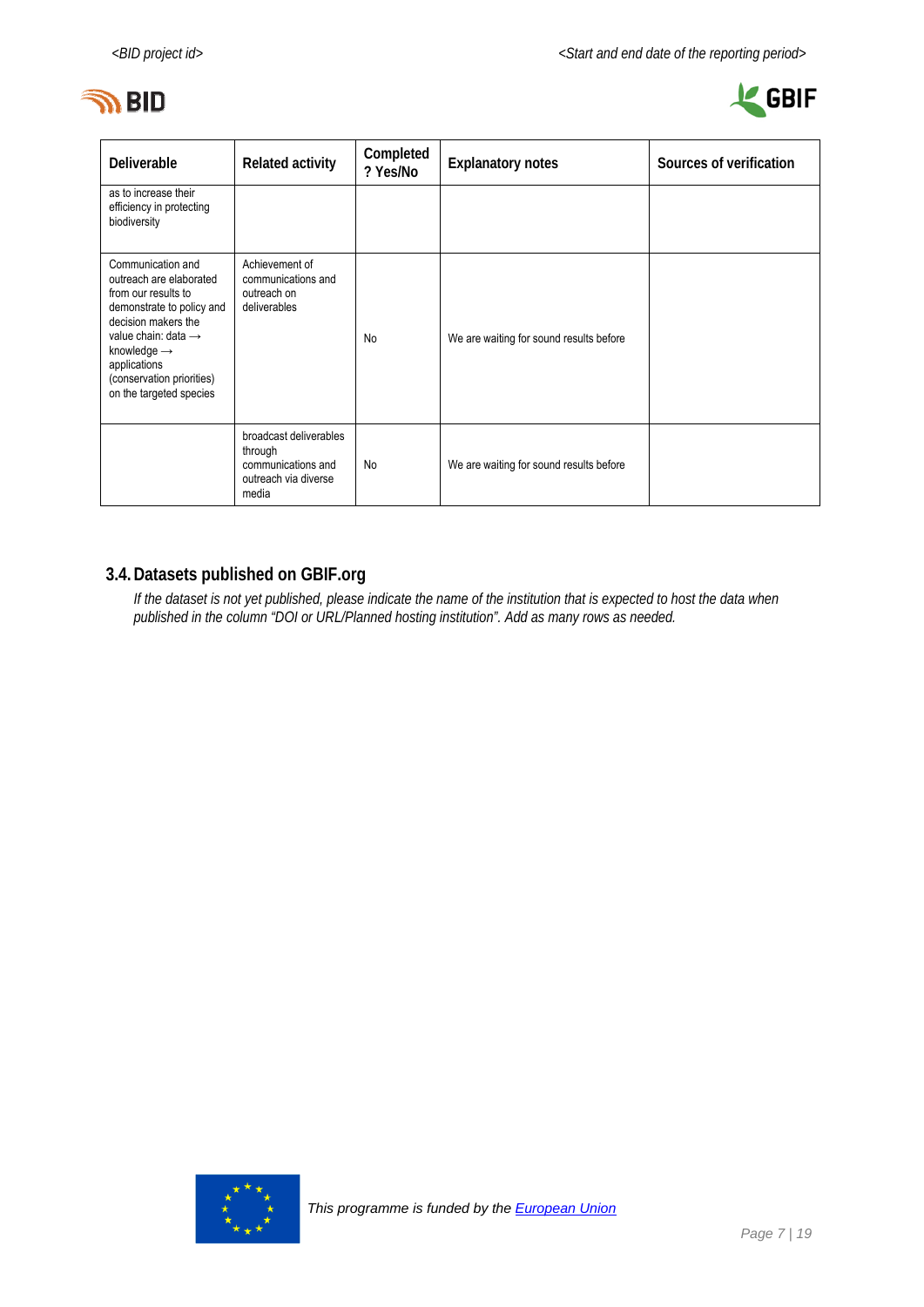| Deliverable | Related activity | Completed ? Yes/No | Explanatory notes | Sources of verification |
|---|---|---|---|---|
| as to increase their efficiency in protecting biodiversity | | | | |
| Communication and outreach are elaborated from our results to demonstrate to policy and decision makers the value chain: data → knowledge → applications (conservation priorities) on the targeted species | Achievement of communications and outreach on deliverables | No | We are waiting for sound results before | |
| | broadcast deliverables through communications and outreach via diverse media | No | We are waiting for sound results before | |

## 3.4. Datasets published on GBIF.org

*If the dataset is not yet published, please indicate the name of the institution that is expected to host the data when published in the column "DOI or URL/Planned hosting institution". Add as many rows as needed.*

*This programme is funded by the European Union*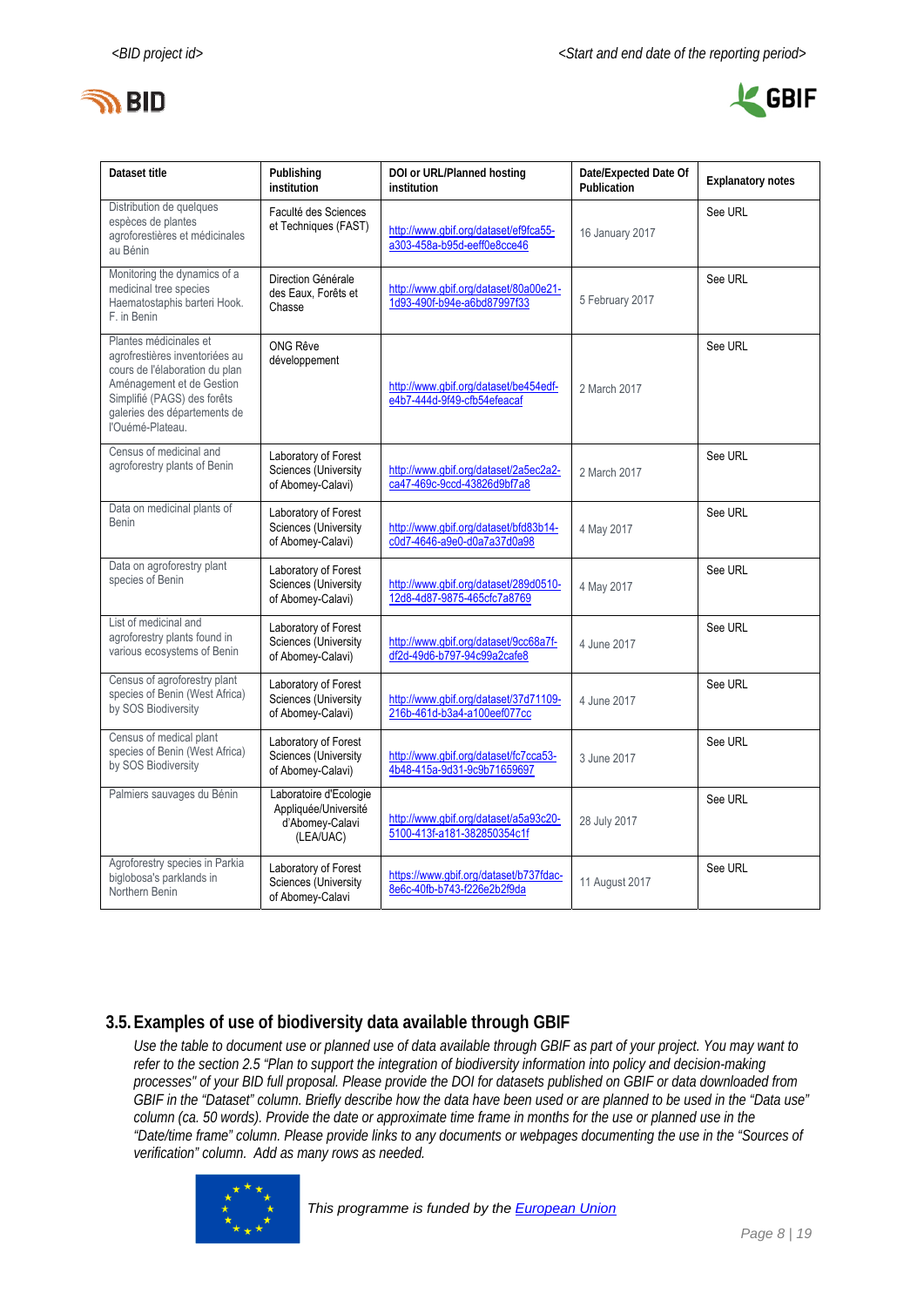| Dataset title | Publishing institution | DOI or URL/Planned hosting institution | Date/Expected Date Of Publication | Explanatory notes |
|---|---|---|---|---|
| Distribution de quelques espèces de plantes agroforestières et médicinales au Bénin | Faculté des Sciences et Techniques (FAST) | http://www.gbif.org/dataset/ef9fca55-a303-458a-b95d-eeff0e8cce46 | 16 January 2017 | See URL |
| Monitoring the dynamics of a medicinal tree species Haematostaphis barteri Hook. F. in Benin | Direction Générale des Eaux, Forêts et Chasse | http://www.gbif.org/dataset/80a00e21-1d93-490f-b94e-a6bd87997f33 | 5 February 2017 | See URL |
| Plantes médicinales et agroforestières inventoriées au cours de l'élaboration du plan Aménagement et de Gestion Simplifié (PAGS) des forêts galeries des départements de l'Ouémé-Plateau. | ONG Rêve développement | http://www.gbif.org/dataset/be454edf-e4b7-444d-9f49-cfb54efeacaf | 2 March 2017 | See URL |
| Census of medicinal and agroforestry plants of Benin | Laboratory of Forest Sciences (University of Abomey-Calavi) | http://www.gbif.org/dataset/2a5ec2a2-ca47-469c-9ccd-43826d9bf7a8 | 2 March 2017 | See URL |
| Data on medicinal plants of Benin | Laboratory of Forest Sciences (University of Abomey-Calavi) | http://www.gbif.org/dataset/bfd83b14-c0d7-4646-a9e0-d0a7a37d0a98 | 4 May 2017 | See URL |
| Data on agroforestry plant species of Benin | Laboratory of Forest Sciences (University of Abomey-Calavi) | http://www.gbif.org/dataset/289d0510-12d8-4d87-9875-465cfc7a8769 | 4 May 2017 | See URL |
| List of medicinal and agroforestry plants found in various ecosystems of Benin | Laboratory of Forest Sciences (University of Abomey-Calavi) | http://www.gbif.org/dataset/9cc68a7f-df2d-49d6-b797-94c99a2cafe8 | 4 June 2017 | See URL |
| Census of agroforestry plant species of Benin (West Africa) by SOS Biodiversity | Laboratory of Forest Sciences (University of Abomey-Calavi) | http://www.gbif.org/dataset/37d71109-216b-461d-b3a4-a100eef077cc | 4 June 2017 | See URL |
| Census of medical plant species of Benin (West Africa) by SOS Biodiversity | Laboratory of Forest Sciences (University of Abomey-Calavi) | http://www.gbif.org/dataset/fc7cca53-4b48-415a-9d31-9c9b71659697 | 3 June 2017 | See URL |
| Palmiers sauvages du Bénin | Laboratoire d'Ecologie Appliquée/Université d'Abomey-Calavi (LEA/UAC) | http://www.gbif.org/dataset/a5a93c20-5100-413f-a181-382850354c1f | 28 July 2017 | See URL |
| Agroforestry species in Parkia biglobosa's parklands in Northern Benin | Laboratory of Forest Sciences (University of Abomey-Calavi | https://www.gbif.org/dataset/b737fdac-8e6c-40fb-b743-f226e2b2f9da | 11 August 2017 | See URL |

## 3.5. Examples of use of biodiversity data available through GBIF

*Use the table to document use or planned use of data available through GBIF as part of your project. You may want to refer to the section 2.5 "Plan to support the integration of biodiversity information into policy and decision-making processes" of your BID full proposal. Please provide the DOI for datasets published on GBIF or data downloaded from GBIF in the "Dataset" column. Briefly describe how the data have been used or are planned to be used in the "Data use" column (ca. 50 words). Provide the date or approximate time frame in months for the use or planned use in the "Date/time frame" column. Please provide links to any documents or webpages documenting the use in the "Sources of verification" column. Add as many rows as needed.*

*This programme is funded by the European Union*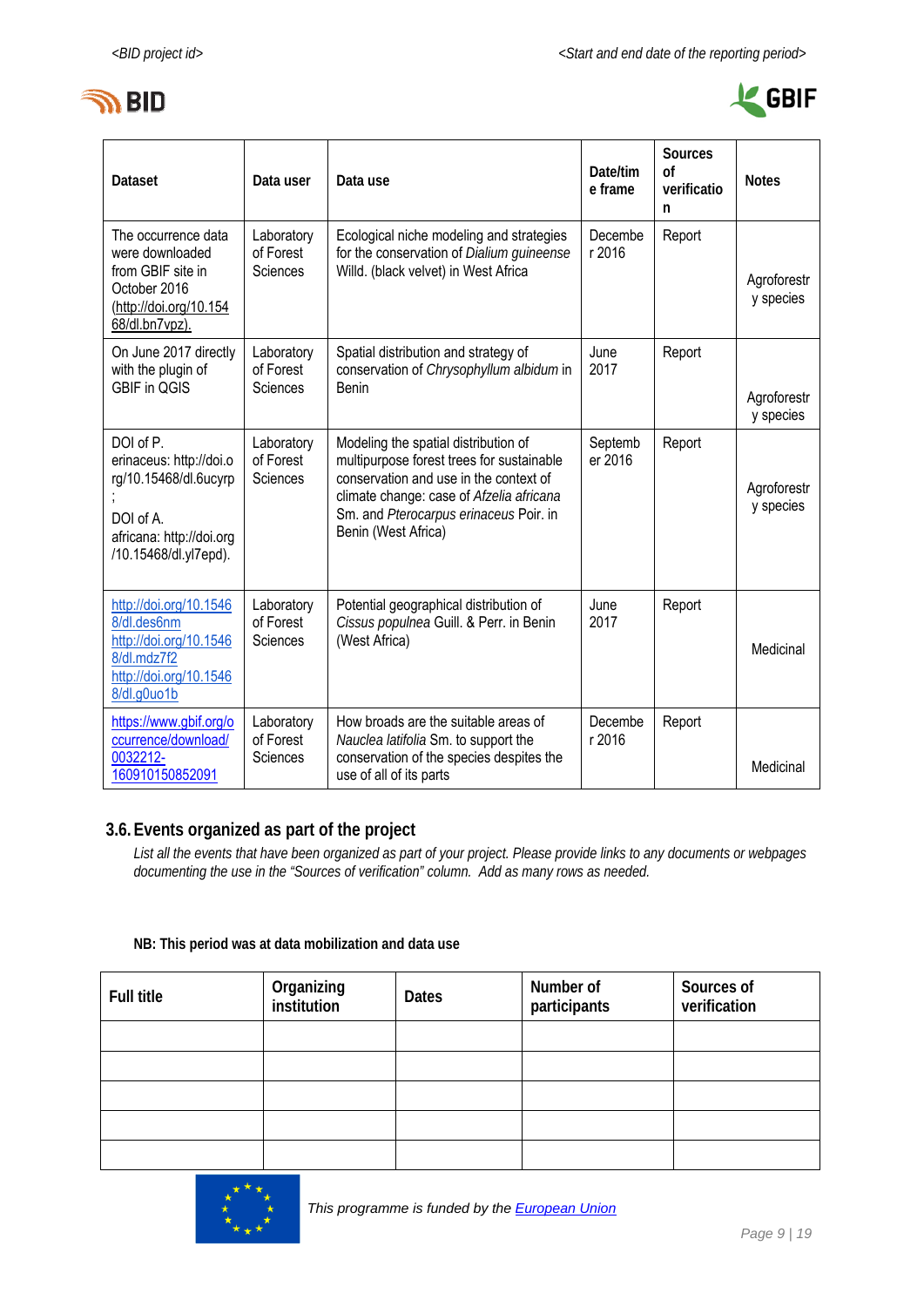| Dataset | Data user | Data use | Date/time frame | Sources of verification | Notes |
|---|---|---|---|---|---|
| The occurrence data were downloaded from GBIF site in October 2016 (http://doi.org/10.15468/dl.bn7vpz). | Laboratory of Forest Sciences | Ecological niche modeling and strategies for the conservation of *Dialium guineense* Willd. (black velvet) in West Africa | December 2016 | Report | Agroforestry species |
| On June 2017 directly with the plugin of GBIF in QGIS | Laboratory of Forest Sciences | Spatial distribution and strategy of conservation of *Chrysophyllum albidum* in Benin | June 2017 | Report | Agroforestry species |
| DOI of P. erinaceus: http://doi.org/10.15468/dl.6ucyrp ; DOI of A. africana: http://doi.org/10.15468/dl.yl7epd). | Laboratory of Forest Sciences | Modeling the spatial distribution of multipurpose forest trees for sustainable conservation and use in the context of climate change: case of *Afzelia africana* Sm. and *Pterocarpus erinaceus* Poir. in Benin (West Africa) | September 2016 | Report | Agroforestry species |
| http://doi.org/10.15468/dl.des6nm http://doi.org/10.15468/dl.mdz7f2 http://doi.org/10.15468/dl.g0uo1b | Laboratory of Forest Sciences | Potential geographical distribution of *Cissus populnea* Guill. & Perr. in Benin (West Africa) | June 2017 | Report | Medicinal |
| https://www.gbif.org/occurrence/download/0032212-160910150852091 | Laboratory of Forest Sciences | How broads are the suitable areas of *Nauclea latifolia* Sm. to support the conservation of the species despites the use of all of its parts | December 2016 | Report | Medicinal |

## 3.6. Events organized as part of the project

*List all the events that have been organized as part of your project. Please provide links to any documents or webpages documenting the use in the "Sources of verification" column. Add as many rows as needed.*

**NB: This period was at data mobilization and data use**

| Full title | Organizing institution | Dates | Number of participants | Sources of verification |
|---|---|---|---|---|
| | | | | |
| | | | | |
| | | | | |
| | | | | |
| | | | | |

*This programme is funded by the European Union*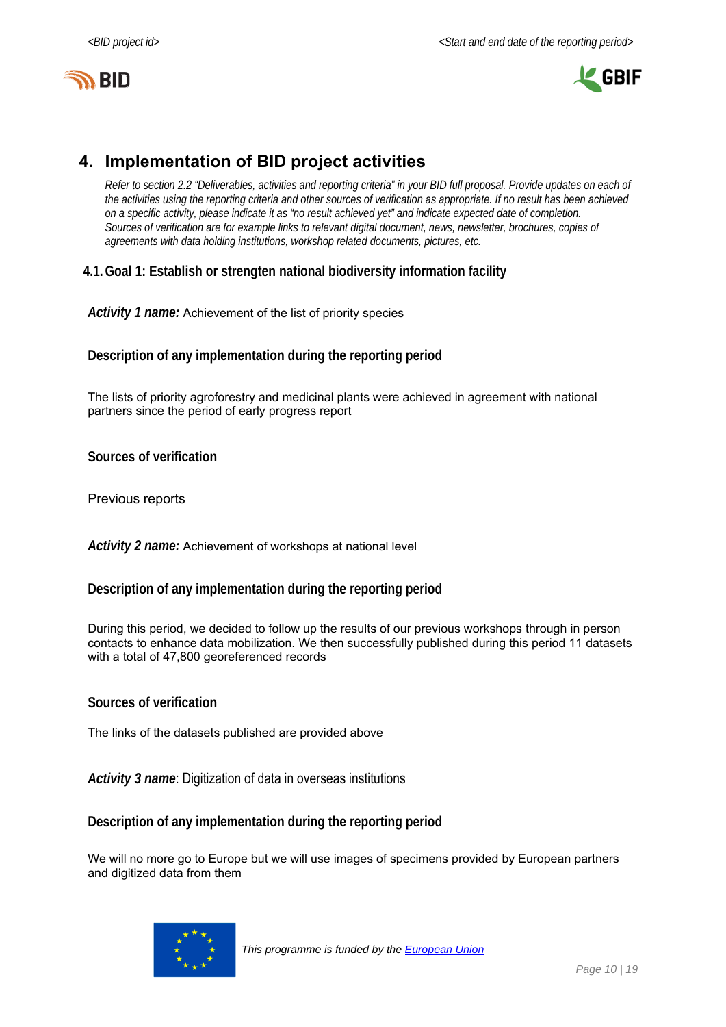# 4. Implementation of BID project activities

*Refer to section 2.2 "Deliverables, activities and reporting criteria" in your BID full proposal. Provide updates on each of the activities using the reporting criteria and other sources of verification as appropriate. If no result has been achieved on a specific activity, please indicate it as "no result achieved yet" and indicate expected date of completion. Sources of verification are for example links to relevant digital document, news, newsletter, brochures, copies of agreements with data holding institutions, workshop related documents, pictures, etc.*

## 4.1. Goal 1: Establish or strengten national biodiversity information facility

***Activity 1 name:*** Achievement of the list of priority species

### Description of any implementation during the reporting period

The lists of priority agroforestry and medicinal plants were achieved in agreement with national partners since the period of early progress report

### Sources of verification

Previous reports

***Activity 2 name:*** Achievement of workshops at national level

### Description of any implementation during the reporting period

During this period, we decided to follow up the results of our previous workshops through in person contacts to enhance data mobilization. We then successfully published during this period 11 datasets with a total of 47,800 georeferenced records

### Sources of verification

The links of the datasets published are provided above

***Activity 3 name***: Digitization of data in overseas institutions

### Description of any implementation during the reporting period

We will no more go to Europe but we will use images of specimens provided by European partners and digitized data from them

*This programme is funded by the European Union*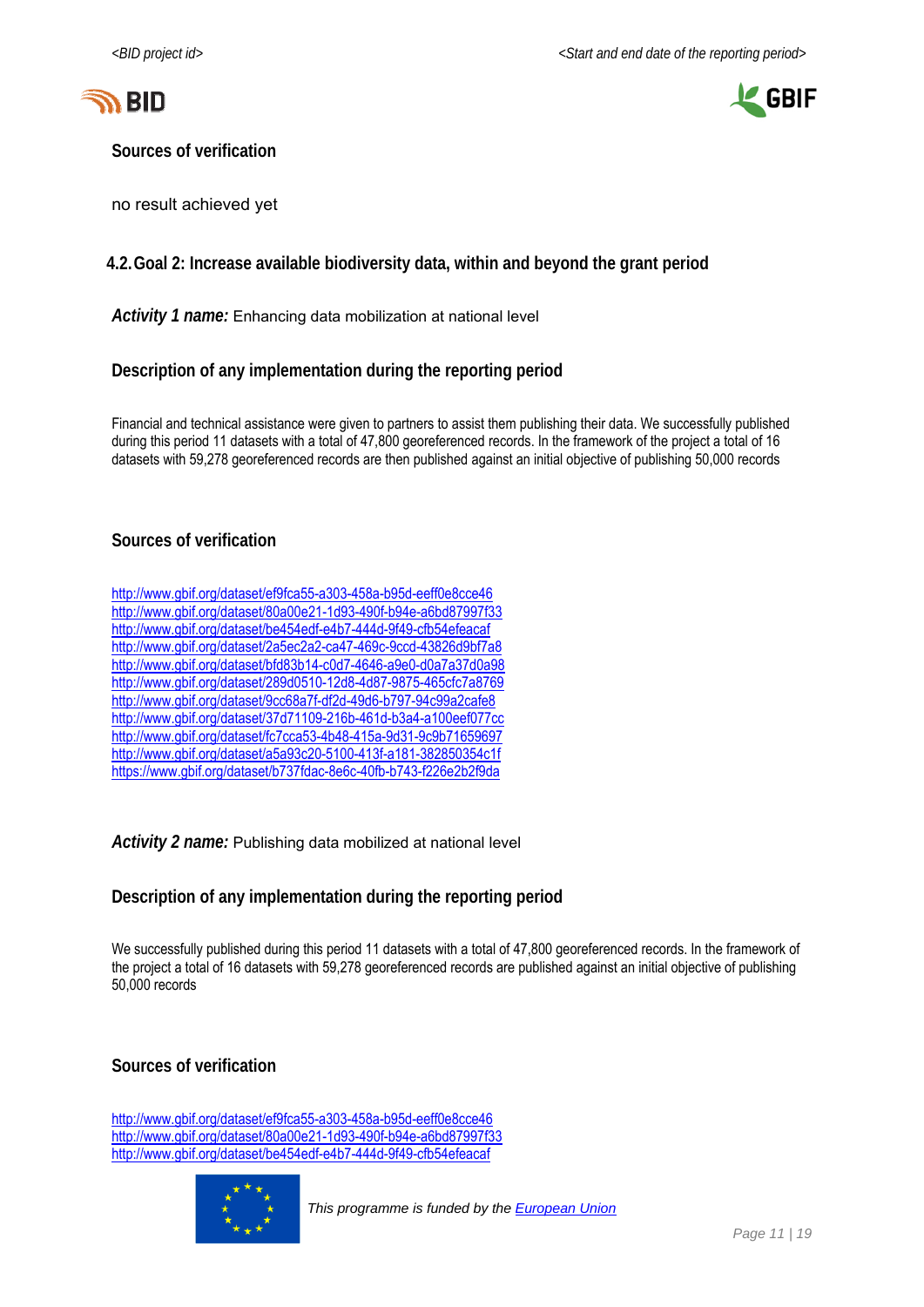### Sources of verification

no result achieved yet

## 4.2. Goal 2: Increase available biodiversity data, within and beyond the grant period

***Activity 1 name:*** Enhancing data mobilization at national level

### Description of any implementation during the reporting period

Financial and technical assistance were given to partners to assist them publishing their data. We successfully published during this period 11 datasets with a total of 47,800 georeferenced records. In the framework of the project a total of 16 datasets with 59,278 georeferenced records are then published against an initial objective of publishing 50,000 records

### Sources of verification

http://www.gbif.org/dataset/ef9fca55-a303-458a-b95d-eeff0e8cce46
http://www.gbif.org/dataset/80a00e21-1d93-490f-b94e-a6bd87997f33
http://www.gbif.org/dataset/be454edf-e4b7-444d-9f49-cfb54efeacaf
http://www.gbif.org/dataset/2a5ec2a2-ca47-469c-9ccd-43826d9bf7a8
http://www.gbif.org/dataset/bfd83b14-c0d7-4646-a9e0-d0a7a37d0a98
http://www.gbif.org/dataset/289d0510-12d8-4d87-9875-465cfc7a8769
http://www.gbif.org/dataset/9cc68a7f-df2d-49d6-b797-94c99a2cafe8
http://www.gbif.org/dataset/37d71109-216b-461d-b3a4-a100eef077cc
http://www.gbif.org/dataset/fc7cca53-4b48-415a-9d31-9c9b71659697
http://www.gbif.org/dataset/a5a93c20-5100-413f-a181-382850354c1f
https://www.gbif.org/dataset/b737fdac-8e6c-40fb-b743-f226e2b2f9da

***Activity 2 name:*** Publishing data mobilized at national level

### Description of any implementation during the reporting period

We successfully published during this period 11 datasets with a total of 47,800 georeferenced records. In the framework of the project a total of 16 datasets with 59,278 georeferenced records are published against an initial objective of publishing 50,000 records

### Sources of verification

http://www.gbif.org/dataset/ef9fca55-a303-458a-b95d-eeff0e8cce46
http://www.gbif.org/dataset/80a00e21-1d93-490f-b94e-a6bd87997f33
http://www.gbif.org/dataset/be454edf-e4b7-444d-9f49-cfb54efeacaf

*This programme is funded by the European Union*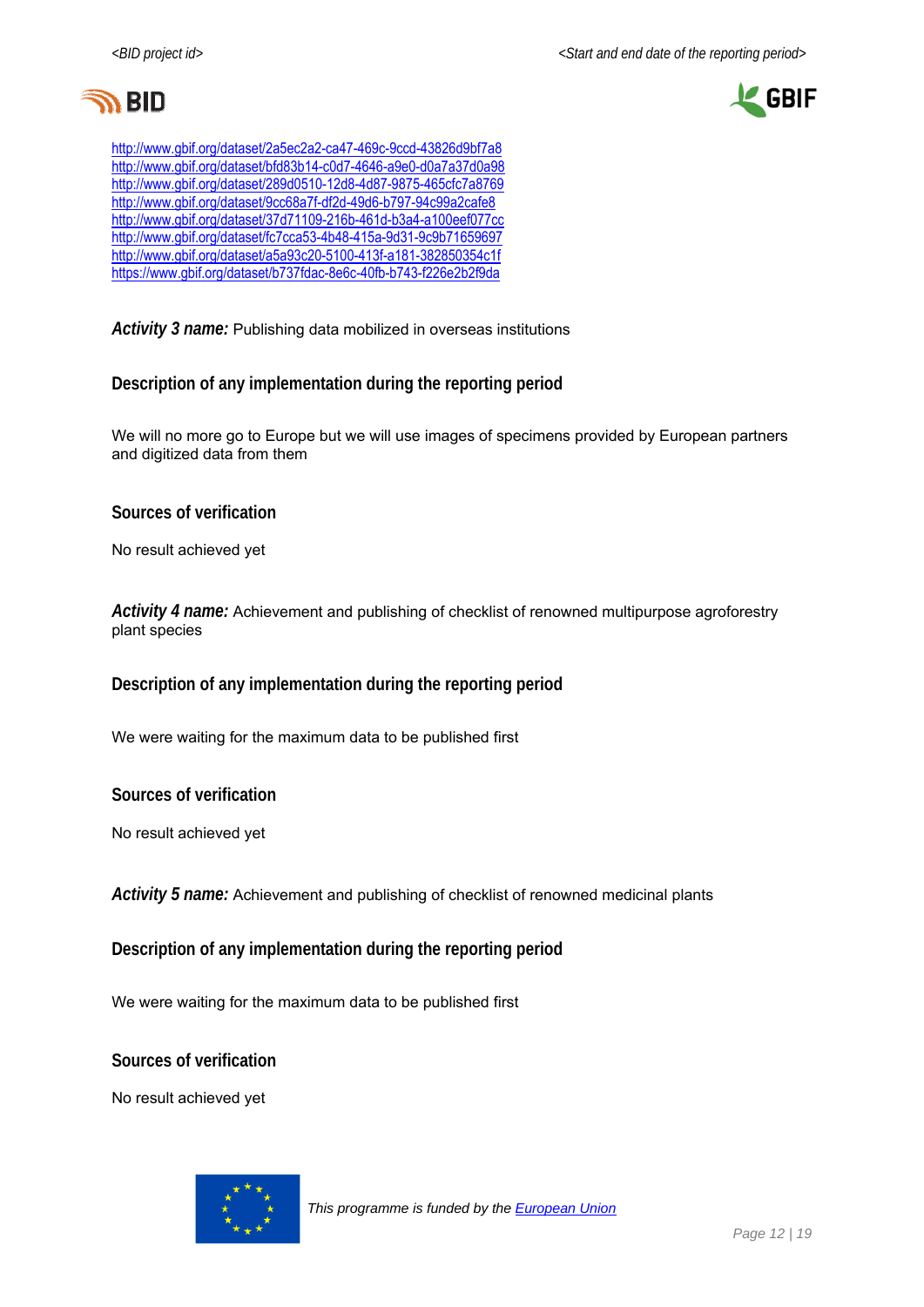http://www.gbif.org/dataset/2a5ec2a2-ca47-469c-9ccd-43826d9bf7a8
http://www.gbif.org/dataset/bfd83b14-c0d7-4646-a9e0-d0a7a37d0a98
http://www.gbif.org/dataset/289d0510-12d8-4d87-9875-465cfc7a8769
http://www.gbif.org/dataset/9cc68a7f-df2d-49d6-b797-94c99a2cafe8
http://www.gbif.org/dataset/37d71109-216b-461d-b3a4-a100eef077cc
http://www.gbif.org/dataset/fc7cca53-4b48-415a-9d31-9c9b71659697
http://www.gbif.org/dataset/a5a93c20-5100-413f-a181-382850354c1f
https://www.gbif.org/dataset/b737fdac-8e6c-40fb-b743-f226e2b2f9da

***Activity 3 name:*** Publishing data mobilized in overseas institutions

### Description of any implementation during the reporting period

We will no more go to Europe but we will use images of specimens provided by European partners and digitized data from them

### Sources of verification

No result achieved yet

***Activity 4 name:*** Achievement and publishing of checklist of renowned multipurpose agroforestry plant species

### Description of any implementation during the reporting period

We were waiting for the maximum data to be published first

### Sources of verification

No result achieved yet

***Activity 5 name:*** Achievement and publishing of checklist of renowned medicinal plants

### Description of any implementation during the reporting period

We were waiting for the maximum data to be published first

### Sources of verification

No result achieved yet

*This programme is funded by the European Union*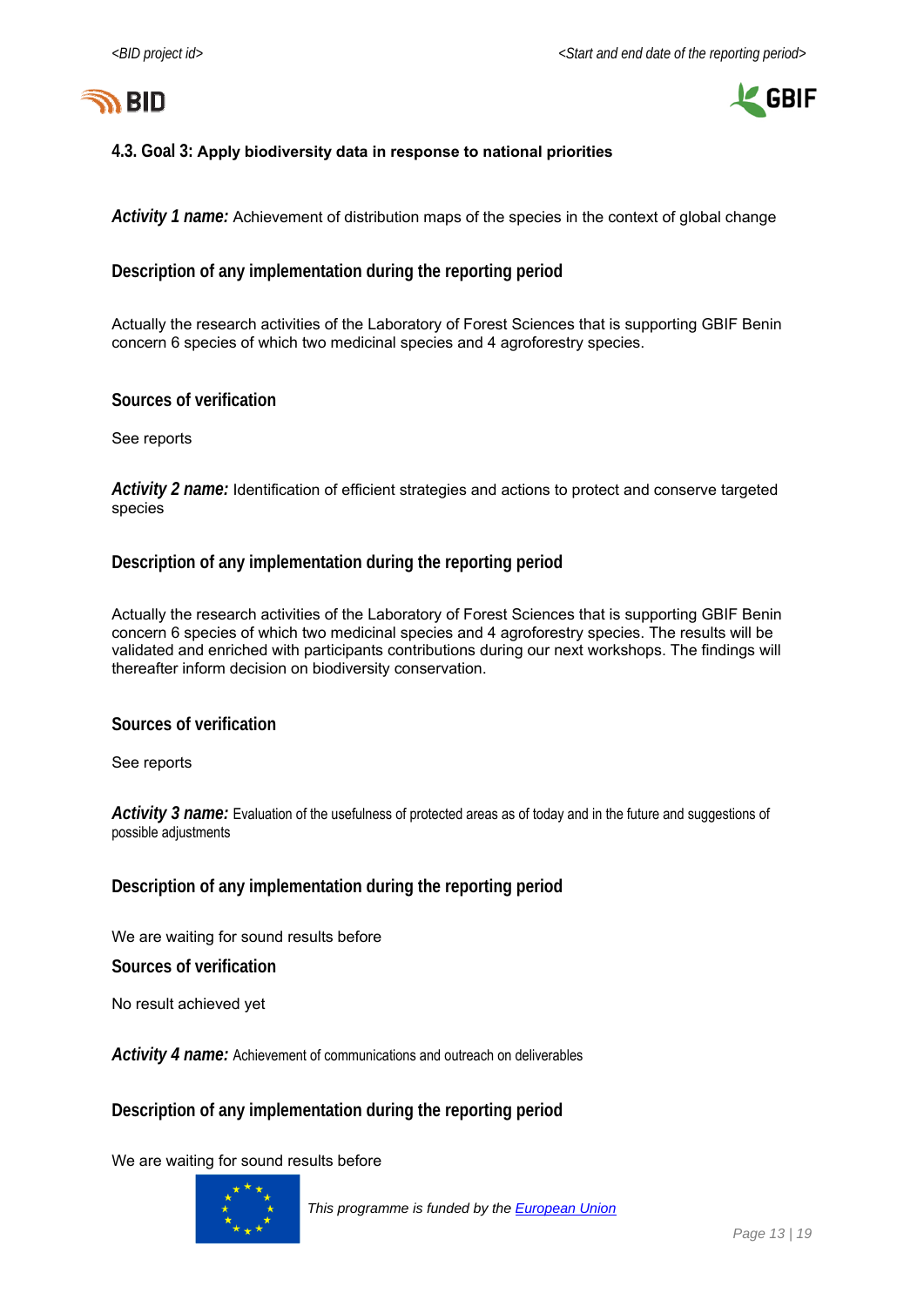### 4.3. Goal 3: Apply biodiversity data in response to national priorities

***Activity 1 name:*** Achievement of distribution maps of the species in the context of global change

#### Description of any implementation during the reporting period

Actually the research activities of the Laboratory of Forest Sciences that is supporting GBIF Benin concern 6 species of which two medicinal species and 4 agroforestry species.

#### Sources of verification

See reports

***Activity 2 name:*** Identification of efficient strategies and actions to protect and conserve targeted species

#### Description of any implementation during the reporting period

Actually the research activities of the Laboratory of Forest Sciences that is supporting GBIF Benin concern 6 species of which two medicinal species and 4 agroforestry species. The results will be validated and enriched with participants contributions during our next workshops. The findings will thereafter inform decision on biodiversity conservation.

#### Sources of verification

See reports

***Activity 3 name:*** Evaluation of the usefulness of protected areas as of today and in the future and suggestions of possible adjustments

#### Description of any implementation during the reporting period

We are waiting for sound results before

#### Sources of verification

No result achieved yet

***Activity 4 name:*** Achievement of communications and outreach on deliverables

#### Description of any implementation during the reporting period

We are waiting for sound results before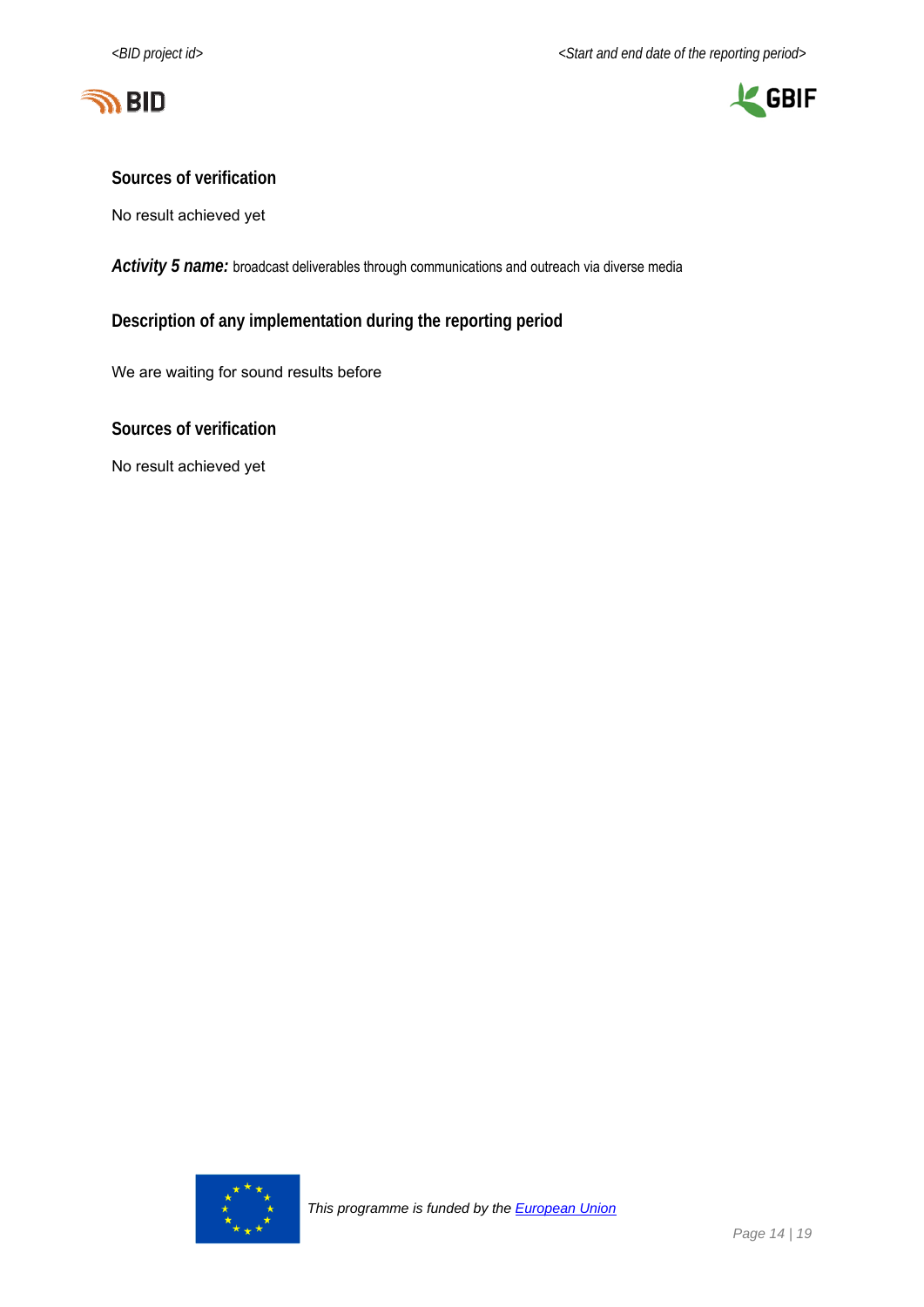### Sources of verification

No result achieved yet

***Activity 5 name:*** broadcast deliverables through communications and outreach via diverse media

### Description of any implementation during the reporting period

We are waiting for sound results before

### Sources of verification

No result achieved yet

*This programme is funded by the European Union*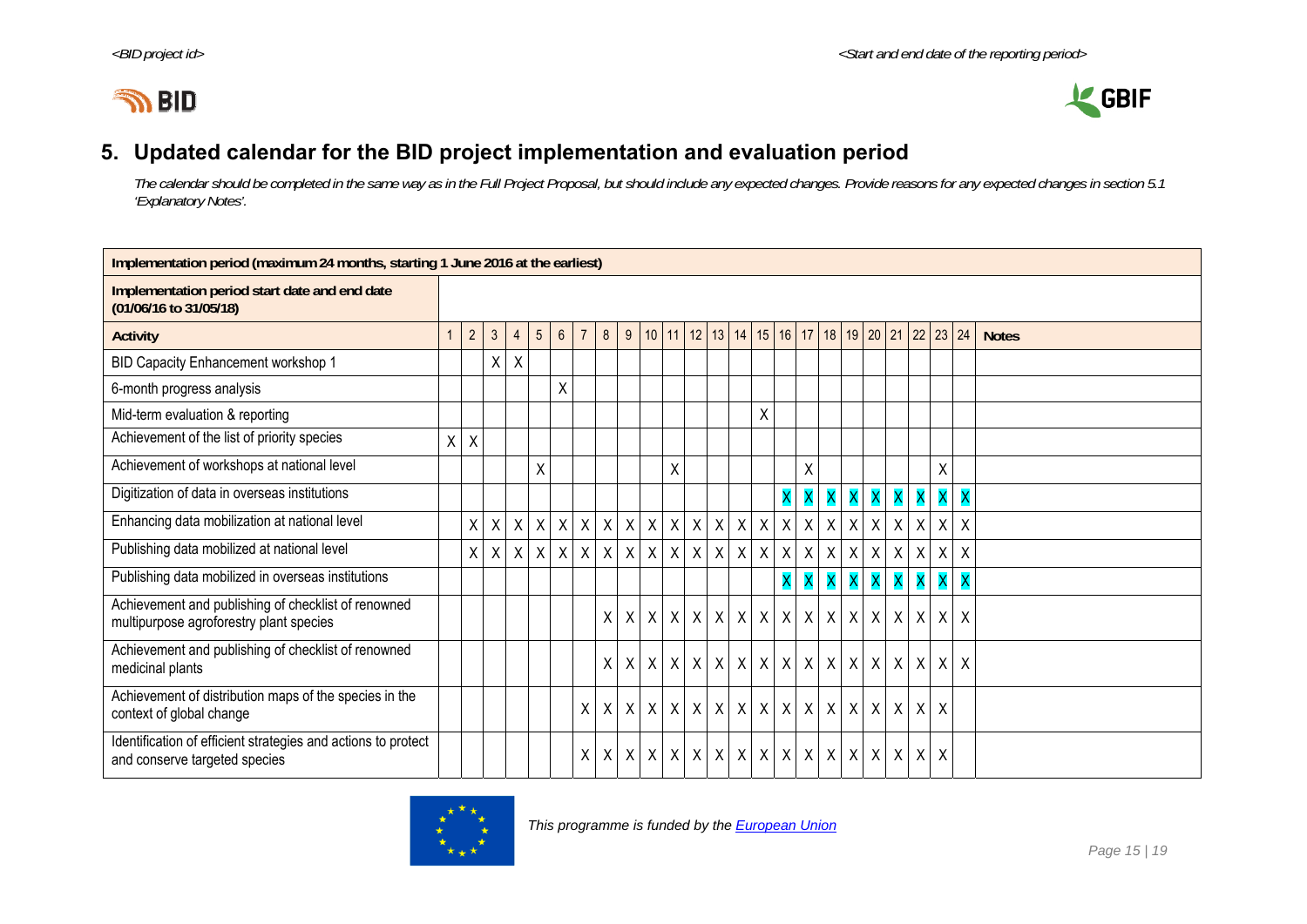## 5. Updated calendar for the BID project implementation and evaluation period

*The calendar should be completed in the same way as in the Full Project Proposal, but should include any expected changes. Provide reasons for any expected changes in section 5.1 'Explanatory Notes'.*

| **Implementation period (maximum 24 months, starting 1 June 2016 at the earliest)** | | | | | | | | | | | | | | | | | | | | | | | | | |
|---|---|---|---|---|---|---|---|---|---|---|---|---|---|---|---|---|---|---|---|---|---|---|---|---|---|
| **Implementation period start date and end date (01/06/16 to 31/05/18)** | | | | | | | | | | | | | | | | | | | | | | | | | |
| **Activity** | 1 | 2 | 3 | 4 | 5 | 6 | 7 | 8 | 9 | 10 | 11 | 12 | 13 | 14 | 15 | 16 | 17 | 18 | 19 | 20 | 21 | 22 | 23 | 24 | **Notes** |
| BID Capacity Enhancement workshop 1 | | | X | X | | | | | | | | | | | | | | | | | | | | | |
| 6-month progress analysis | | | | | | X | | | | | | | | | | | | | | | | | | | |
| Mid-term evaluation & reporting | | | | | | | | | | | | | | | X | | | | | | | | | | |
| Achievement of the list of priority species | X | X | | | | | | | | | | | | | | | | | | | | | | | |
| Achievement of workshops at national level | | | | | X | | | | | | X | | | | | | X | | | | | | X | | |
| Digitization of data in overseas institutions | | | | | | | | | | | | | | | | X | X | X | X | X | X | X | X | X | |
| Enhancing data mobilization at national level | | X | X | X | X | X | X | X | X | X | X | X | X | X | X | X | X | X | X | X | X | X | X | X | |
| Publishing data mobilized at national level | | X | X | X | X | X | X | X | X | X | X | X | X | X | X | X | X | X | X | X | X | X | X | X | |
| Publishing data mobilized in overseas institutions | | | | | | | | | | | | | | | | X | X | X | X | X | X | X | X | X | |
| Achievement and publishing of checklist of renowned multipurpose agroforestry plant species | | | | | | | | X | X | X | X | X | X | X | X | X | X | X | X | X | X | X | X | X | |
| Achievement and publishing of checklist of renowned medicinal plants | | | | | | | | X | X | X | X | X | X | X | X | X | X | X | X | X | X | X | X | X | |
| Achievement of distribution maps of the species in the context of global change | | | | | | | X | X | X | X | X | X | X | X | X | X | X | X | X | X | X | X | X | | |
| Identification of efficient strategies and actions to protect and conserve targeted species | | | | | | | X | X | X | X | X | X | X | X | X | X | X | X | X | X | X | X | X | | |

*This programme is funded by the European Union*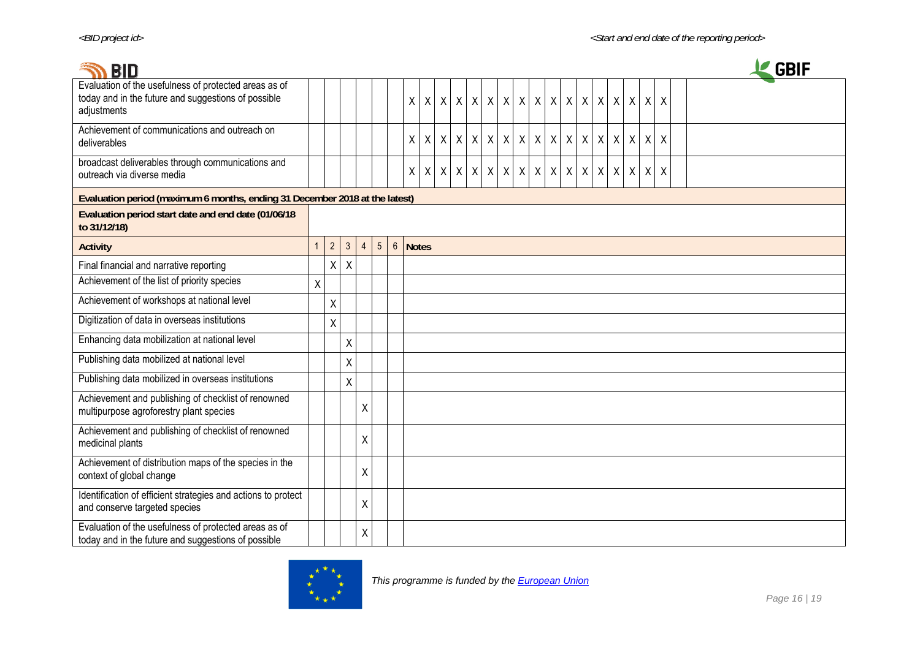| | | | | | | | | | | | | | | | | | | | | | | | | | |
|---|---|---|---|---|---|---|---|---|---|---|---|---|---|---|---|---|---|---|---|---|---|---|---|---|---|
| Evaluation of the usefulness of protected areas as of today and in the future and suggestions of possible adjustments | | | | | | | X | X | X | X | X | X | X | X | X | X | X | X | X | X | X | X | X | | |
| Achievement of communications and outreach on deliverables | | | | | | | X | X | X | X | X | X | X | X | X | X | X | X | X | X | X | X | X | | |
| broadcast deliverables through communications and outreach via diverse media | | | | | | | X | X | X | X | X | X | X | X | X | X | X | X | X | X | X | X | X | | |

| **Evaluation period (maximum 6 months, ending 31 December 2018 at the latest)** | | | | | | | |
|---|---|---|---|---|---|---|---|
| **Evaluation period start date and end date (01/06/18 to 31/12/18)** | | | | | | | |
| **Activity** | 1 | 2 | 3 | 4 | 5 | 6 | **Notes** |
| Final financial and narrative reporting | | X | X | | | | |
| Achievement of the list of priority species | X | | | | | | |
| Achievement of workshops at national level | | X | | | | | |
| Digitization of data in overseas institutions | | X | | | | | |
| Enhancing data mobilization at national level | | | X | | | | |
| Publishing data mobilized at national level | | | X | | | | |
| Publishing data mobilized in overseas institutions | | | X | | | | |
| Achievement and publishing of checklist of renowned multipurpose agroforestry plant species | | | | X | | | |
| Achievement and publishing of checklist of renowned medicinal plants | | | | X | | | |
| Achievement of distribution maps of the species in the context of global change | | | | X | | | |
| Identification of efficient strategies and actions to protect and conserve targeted species | | | | X | | | |
| Evaluation of the usefulness of protected areas as of today and in the future and suggestions of possible | | | | X | | | |

*This programme is funded by the European Union*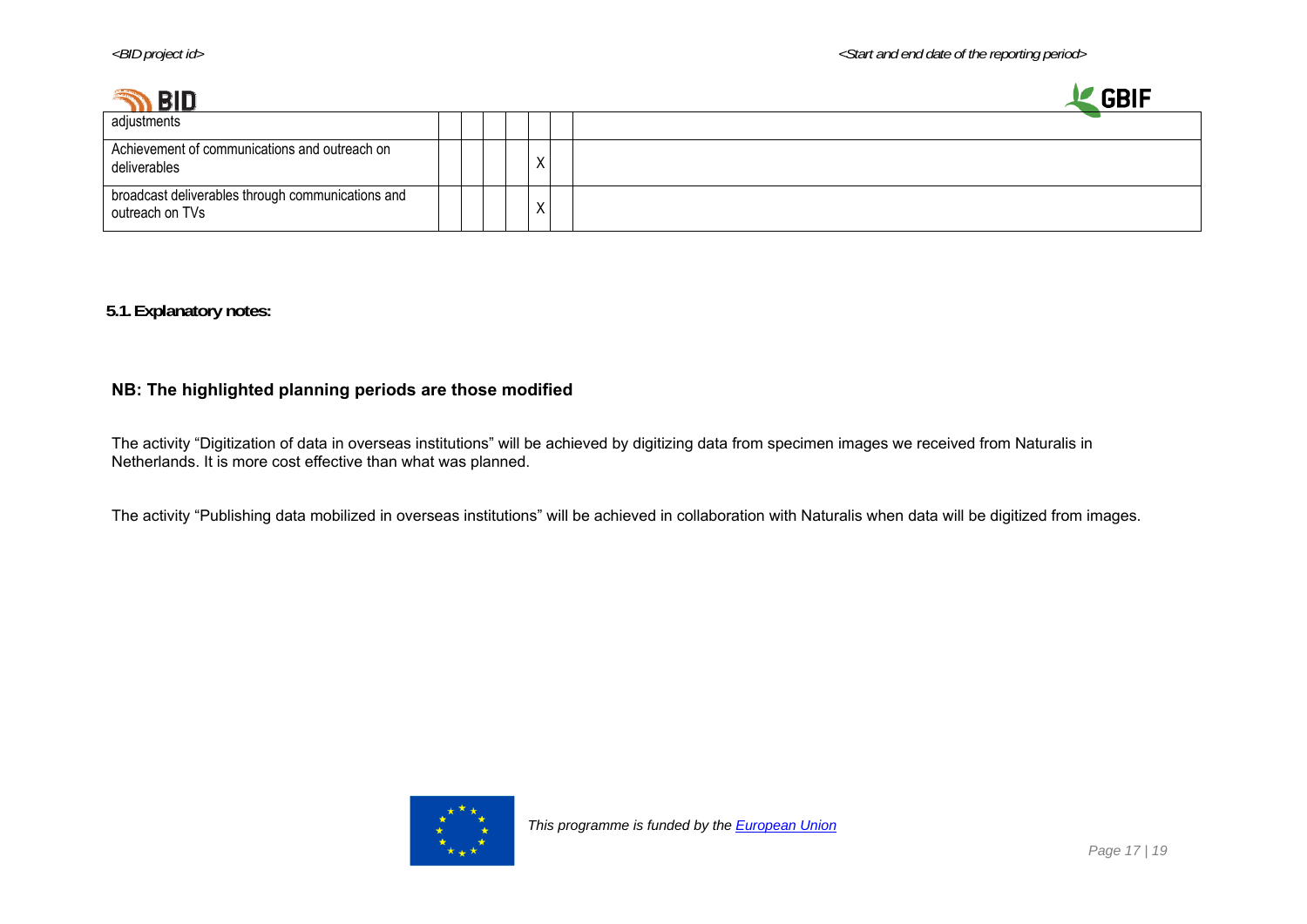| | | | | | | | |
|---|---|---|---|---|---|---|---|
| adjustments | | | | | | | |
| Achievement of communications and outreach on deliverables | | | | | X | | |
| broadcast deliverables through communications and outreach on TVs | | | | | X | | |

**5.1. Explanatory notes:**

**NB: The highlighted planning periods are those modified**

The activity “Digitization of data in overseas institutions” will be achieved by digitizing data from specimen images we received from Naturalis in Netherlands. It is more cost effective than what was planned.

The activity “Publishing data mobilized in overseas institutions” will be achieved in collaboration with Naturalis when data will be digitized from images.

*This programme is funded by the European Union*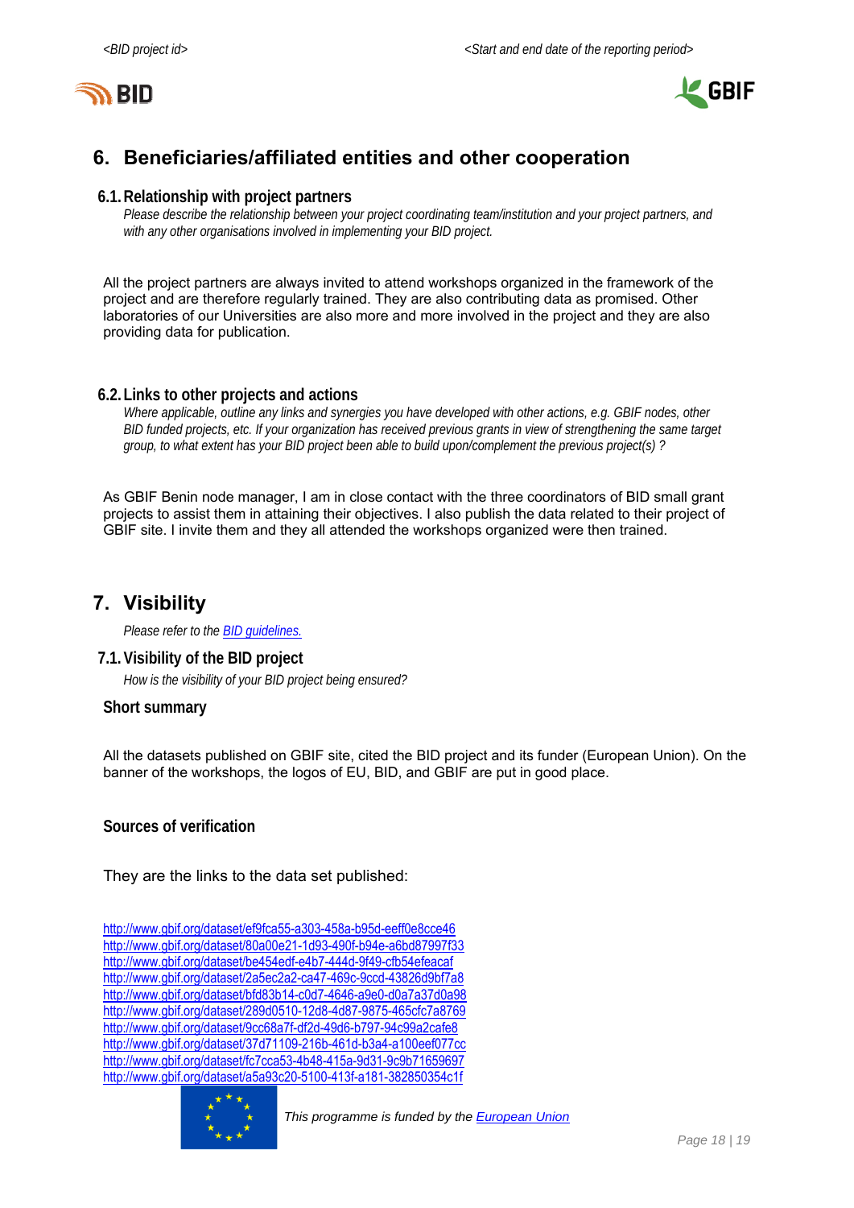## 6. Beneficiaries/affiliated entities and other cooperation

### 6.1. Relationship with project partners

*Please describe the relationship between your project coordinating team/institution and your project partners, and with any other organisations involved in implementing your BID project.*

All the project partners are always invited to attend workshops organized in the framework of the project and are therefore regularly trained. They are also contributing data as promised. Other laboratories of our Universities are also more and more involved in the project and they are also providing data for publication.

### 6.2. Links to other projects and actions

*Where applicable, outline any links and synergies you have developed with other actions, e.g. GBIF nodes, other BID funded projects, etc. If your organization has received previous grants in view of strengthening the same target group, to what extent has your BID project been able to build upon/complement the previous project(s) ?*

As GBIF Benin node manager, I am in close contact with the three coordinators of BID small grant projects to assist them in attaining their objectives. I also publish the data related to their project of GBIF site. I invite them and they all attended the workshops organized were then trained.

## 7. Visibility

*Please refer to the BID guidelines.*

### 7.1. Visibility of the BID project

*How is the visibility of your BID project being ensured?*

**Short summary**

All the datasets published on GBIF site, cited the BID project and its funder (European Union). On the banner of the workshops, the logos of EU, BID, and GBIF are put in good place.

**Sources of verification**

They are the links to the data set published:

http://www.gbif.org/dataset/ef9fca55-a303-458a-b95d-eeff0e8cce46
http://www.gbif.org/dataset/80a00e21-1d93-490f-b94e-a6bd87997f33
http://www.gbif.org/dataset/be454edf-e4b7-444d-9f49-cfb54efeacaf
http://www.gbif.org/dataset/2a5ec2a2-ca47-469c-9ccd-43826d9bf7a8
http://www.gbif.org/dataset/bfd83b14-c0d7-4646-a9e0-d0a7a37d0a98
http://www.gbif.org/dataset/289d0510-12d8-4d87-9875-465cfc7a8769
http://www.gbif.org/dataset/9cc68a7f-df2d-49d6-b797-94c99a2cafe8
http://www.gbif.org/dataset/37d71109-216b-461d-b3a4-a100eef077cc
http://www.gbif.org/dataset/fc7cca53-4b48-415a-9d31-9c9b71659697
http://www.gbif.org/dataset/a5a93c20-5100-413f-a181-382850354c1f

*This programme is funded by the European Union*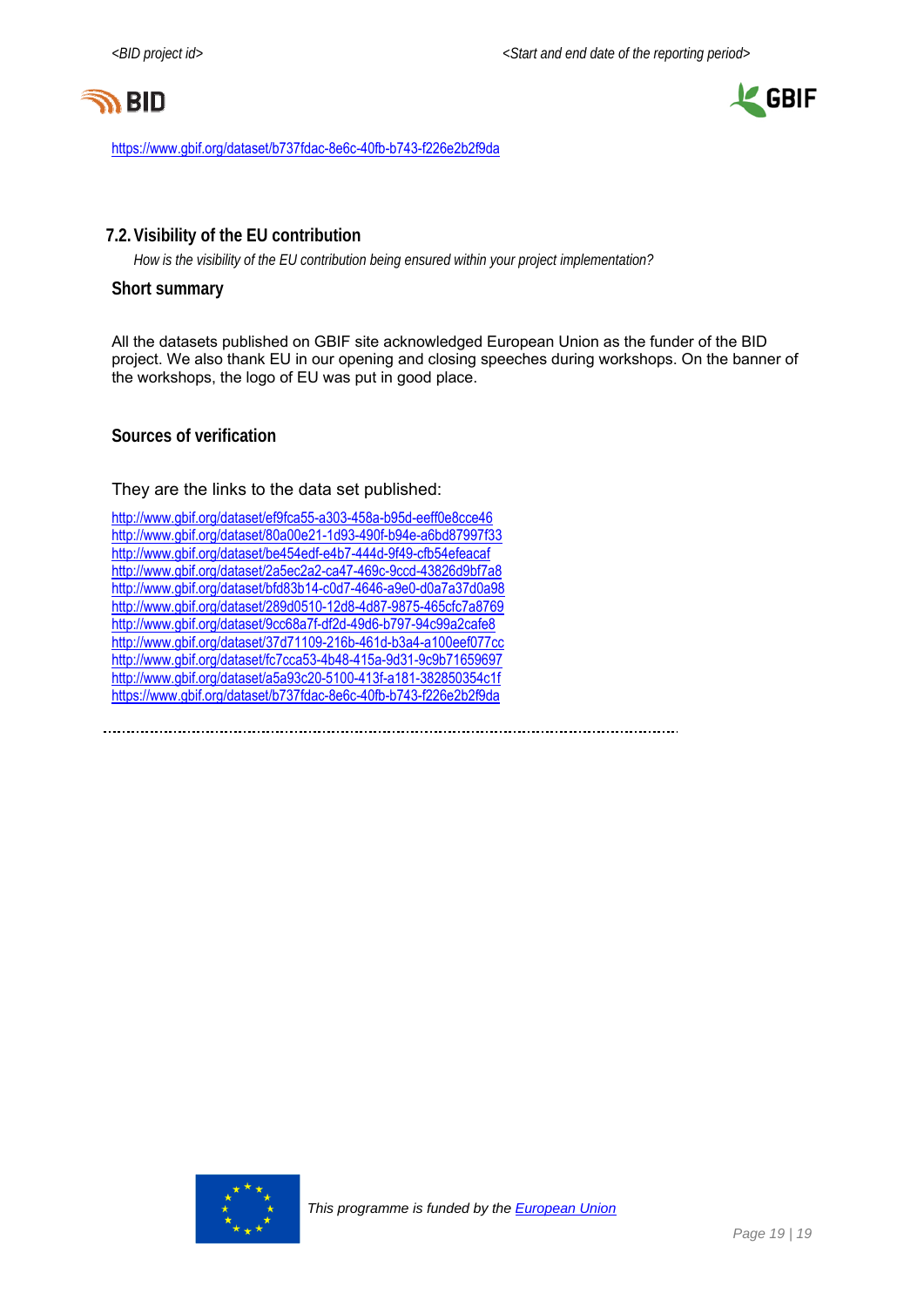https://www.gbif.org/dataset/b737fdac-8e6c-40fb-b743-f226e2b2f9da

## 7.2. Visibility of the EU contribution

*How is the visibility of the EU contribution being ensured within your project implementation?*

### Short summary

All the datasets published on GBIF site acknowledged European Union as the funder of the BID project. We also thank EU in our opening and closing speeches during workshops. On the banner of the workshops, the logo of EU was put in good place.

### Sources of verification

They are the links to the data set published:

http://www.gbif.org/dataset/ef9fca55-a303-458a-b95d-eeff0e8cce46
http://www.gbif.org/dataset/80a00e21-1d93-490f-b94e-a6bd87997f33
http://www.gbif.org/dataset/be454edf-e4b7-444d-9f49-cfb54efeacaf
http://www.gbif.org/dataset/2a5ec2a2-ca47-469c-9ccd-43826d9bf7a8
http://www.gbif.org/dataset/bfd83b14-c0d7-4646-a9e0-d0a7a37d0a98
http://www.gbif.org/dataset/289d0510-12d8-4d87-9875-465cfc7a8769
http://www.gbif.org/dataset/9cc68a7f-df2d-49d6-b797-94c99a2cafe8
http://www.gbif.org/dataset/37d71109-216b-461d-b3a4-a100eef077cc
http://www.gbif.org/dataset/fc7cca53-4b48-415a-9d31-9c9b71659697
http://www.gbif.org/dataset/a5a93c20-5100-413f-a181-382850354c1f
https://www.gbif.org/dataset/b737fdac-8e6c-40fb-b743-f226e2b2f9da

......................................................................................................................................

*This programme is funded by the European Union*